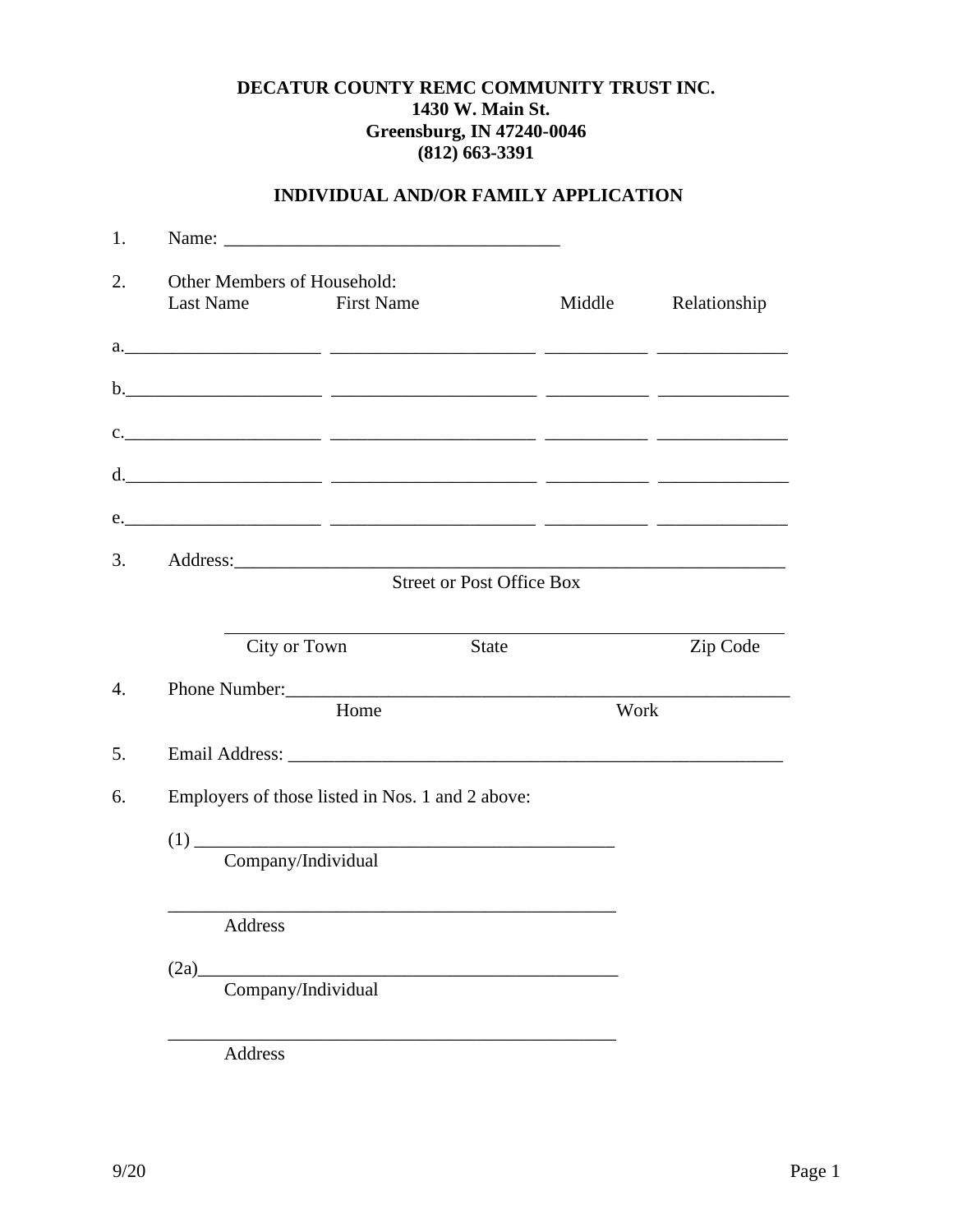**DECATUR COUNTY REMC COMMUNITY TRUST INC.**
**1430 W. Main St.**
**Greensburg, IN 47240-0046**
**(812) 663-3391**

## INDIVIDUAL AND/OR FAMILY APPLICATION

1. Name: ___________________________________

2. Other Members of Household:

| | Last Name | First Name | Middle | Relationship |
|---|---|---|---|---|
| a. | ____________________ | ____________________ | __________ | ____________ |
| b. | ____________________ | ____________________ | __________ | ____________ |
| c. | ____________________ | ____________________ | __________ | ____________ |
| d. | ____________________ | ____________________ | __________ | ____________ |
| e. | ____________________ | ____________________ | __________ | ____________ |

3. Address:_______________________________________________________
   Street or Post Office Box

   _______________________________________________________
   City or Town          State          Zip Code

4. Phone Number:_______________________________________________________
   Home          Work

5. Email Address: _______________________________________________________

6. Employers of those listed in Nos. 1 and 2 above:

   (1) ___________________________________________
   Company/Individual

   ___________________________________________
   Address

   (2a)___________________________________________
   Company/Individual

   ___________________________________________
   Address

9/20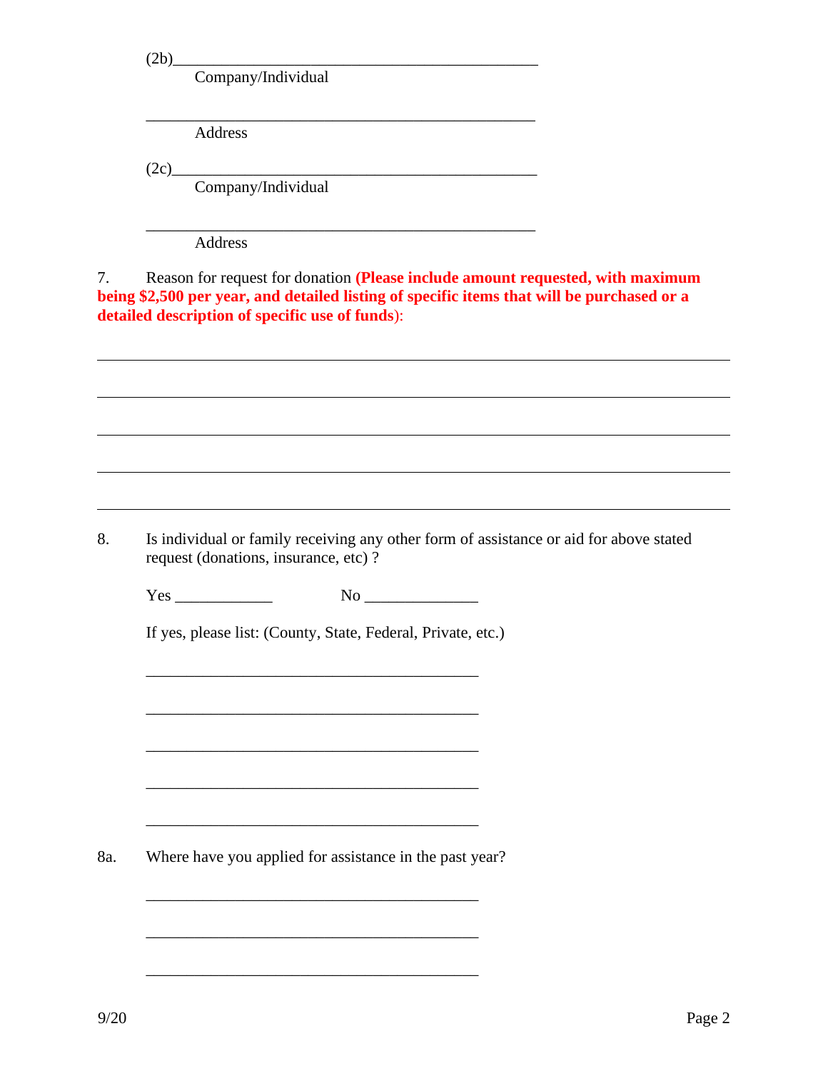(2b)\_\_\_\_\_\_\_\_\_\_\_\_\_\_\_\_\_\_\_\_\_\_\_\_\_\_\_\_\_\_\_\_\_\_\_\_\_\_\_\_\_\_\_\_

Company/Individual

\_\_\_\_\_\_\_\_\_\_\_\_\_\_\_\_\_\_\_\_\_\_\_\_\_\_\_\_\_\_\_\_\_\_\_\_\_\_\_\_\_\_\_\_\_\_\_

Address

(2c)\_\_\_\_\_\_\_\_\_\_\_\_\_\_\_\_\_\_\_\_\_\_\_\_\_\_\_\_\_\_\_\_\_\_\_\_\_\_\_\_\_\_\_\_

Company/Individual

\_\_\_\_\_\_\_\_\_\_\_\_\_\_\_\_\_\_\_\_\_\_\_\_\_\_\_\_\_\_\_\_\_\_\_\_\_\_\_\_\_\_\_\_\_\_\_

Address

7. Reason for request for donation **(Please include amount requested, with maximum being $2,500 per year, and detailed listing of specific items that will be purchased or a detailed description of specific use of funds)**:

\_\_\_\_\_\_\_\_\_\_\_\_\_\_\_\_\_\_\_\_\_\_\_\_\_\_\_\_\_\_\_\_\_\_\_\_\_\_\_\_\_\_\_\_\_\_\_\_\_\_\_\_\_\_\_\_\_\_\_\_\_\_\_\_\_\_\_\_\_\_\_\_\_\_

\_\_\_\_\_\_\_\_\_\_\_\_\_\_\_\_\_\_\_\_\_\_\_\_\_\_\_\_\_\_\_\_\_\_\_\_\_\_\_\_\_\_\_\_\_\_\_\_\_\_\_\_\_\_\_\_\_\_\_\_\_\_\_\_\_\_\_\_\_\_\_\_\_\_

\_\_\_\_\_\_\_\_\_\_\_\_\_\_\_\_\_\_\_\_\_\_\_\_\_\_\_\_\_\_\_\_\_\_\_\_\_\_\_\_\_\_\_\_\_\_\_\_\_\_\_\_\_\_\_\_\_\_\_\_\_\_\_\_\_\_\_\_\_\_\_\_\_\_

\_\_\_\_\_\_\_\_\_\_\_\_\_\_\_\_\_\_\_\_\_\_\_\_\_\_\_\_\_\_\_\_\_\_\_\_\_\_\_\_\_\_\_\_\_\_\_\_\_\_\_\_\_\_\_\_\_\_\_\_\_\_\_\_\_\_\_\_\_\_\_\_\_\_

\_\_\_\_\_\_\_\_\_\_\_\_\_\_\_\_\_\_\_\_\_\_\_\_\_\_\_\_\_\_\_\_\_\_\_\_\_\_\_\_\_\_\_\_\_\_\_\_\_\_\_\_\_\_\_\_\_\_\_\_\_\_\_\_\_\_\_\_\_\_\_\_\_\_

8. Is individual or family receiving any other form of assistance or aid for above stated request (donations, insurance, etc) ?

Yes \_\_\_\_\_\_\_\_\_\_\_\_ No \_\_\_\_\_\_\_\_\_\_\_\_\_\_

If yes, please list: (County, State, Federal, Private, etc.)

\_\_\_\_\_\_\_\_\_\_\_\_\_\_\_\_\_\_\_\_\_\_\_\_\_\_\_\_\_\_\_\_\_\_\_\_\_\_\_\_\_\_

\_\_\_\_\_\_\_\_\_\_\_\_\_\_\_\_\_\_\_\_\_\_\_\_\_\_\_\_\_\_\_\_\_\_\_\_\_\_\_\_\_\_

\_\_\_\_\_\_\_\_\_\_\_\_\_\_\_\_\_\_\_\_\_\_\_\_\_\_\_\_\_\_\_\_\_\_\_\_\_\_\_\_\_\_

\_\_\_\_\_\_\_\_\_\_\_\_\_\_\_\_\_\_\_\_\_\_\_\_\_\_\_\_\_\_\_\_\_\_\_\_\_\_\_\_\_\_

\_\_\_\_\_\_\_\_\_\_\_\_\_\_\_\_\_\_\_\_\_\_\_\_\_\_\_\_\_\_\_\_\_\_\_\_\_\_\_\_\_\_

8a. Where have you applied for assistance in the past year?

\_\_\_\_\_\_\_\_\_\_\_\_\_\_\_\_\_\_\_\_\_\_\_\_\_\_\_\_\_\_\_\_\_\_\_\_\_\_\_\_\_\_

\_\_\_\_\_\_\_\_\_\_\_\_\_\_\_\_\_\_\_\_\_\_\_\_\_\_\_\_\_\_\_\_\_\_\_\_\_\_\_\_\_\_

\_\_\_\_\_\_\_\_\_\_\_\_\_\_\_\_\_\_\_\_\_\_\_\_\_\_\_\_\_\_\_\_\_\_\_\_\_\_\_\_\_\_

9/20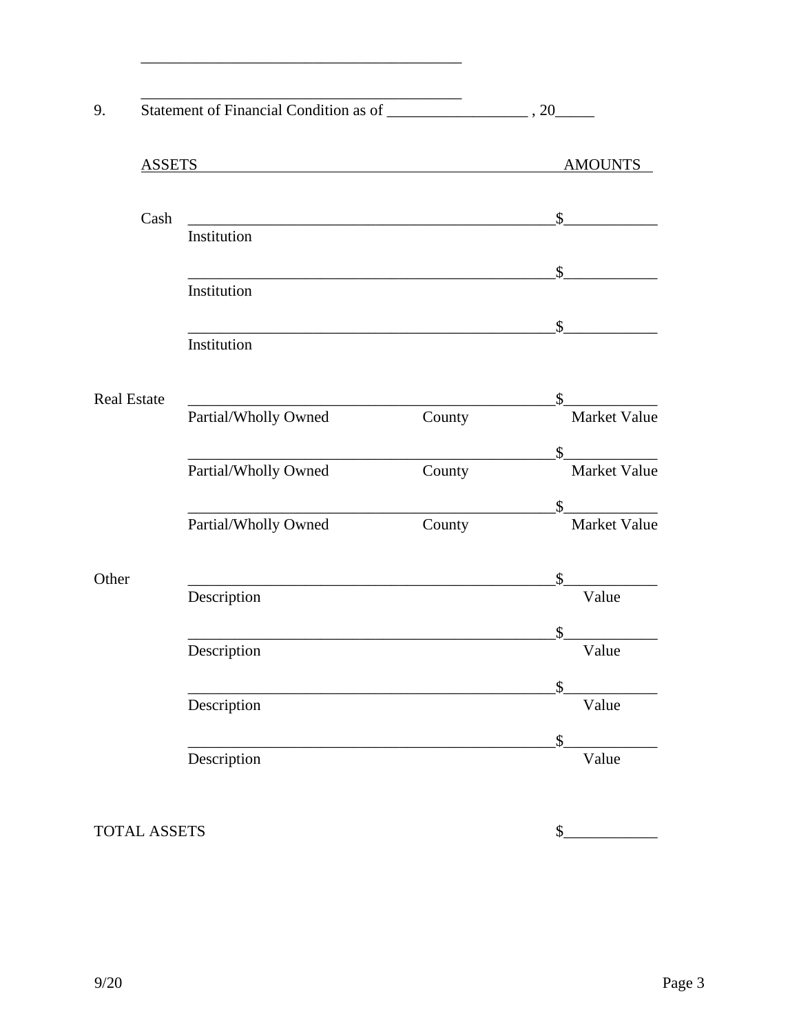\_\_\_\_\_\_\_\_\_\_\_\_\_\_\_\_\_\_\_\_\_\_\_\_\_\_\_\_\_\_\_\_\_\_\_\_\_\_\_\_\_\_

\_\_\_\_\_\_\_\_\_\_\_\_\_\_\_\_\_\_\_\_\_\_\_\_\_\_\_\_\_\_\_\_\_\_\_\_\_\_\_\_\_\_

9. Statement of Financial Condition as of \_\_\_\_\_\_\_\_\_\_\_\_\_\_\_\_\_\_ , 20\_\_\_\_\_

| ASSETS | | | AMOUNTS |
|---|---|---|---|
| Cash | \_\_\_\_\_\_\_\_\_\_\_\_\_\_\_\_\_\_\_\_ Institution | | $\_\_\_\_\_\_\_\_\_\_\_\_ |
| | \_\_\_\_\_\_\_\_\_\_\_\_\_\_\_\_\_\_\_\_ Institution | | $\_\_\_\_\_\_\_\_\_\_\_\_ |
| | \_\_\_\_\_\_\_\_\_\_\_\_\_\_\_\_\_\_\_\_ Institution | | $\_\_\_\_\_\_\_\_\_\_\_\_ |
| Real Estate | \_\_\_\_\_\_\_\_\_\_\_\_\_\_\_\_\_\_\_\_ Partial/Wholly Owned | County | $\_\_\_\_\_\_\_\_\_\_\_\_ Market Value |
| | \_\_\_\_\_\_\_\_\_\_\_\_\_\_\_\_\_\_\_\_ Partial/Wholly Owned | County | $\_\_\_\_\_\_\_\_\_\_\_\_ Market Value |
| | \_\_\_\_\_\_\_\_\_\_\_\_\_\_\_\_\_\_\_\_ Partial/Wholly Owned | County | $\_\_\_\_\_\_\_\_\_\_\_\_ Market Value |
| Other | \_\_\_\_\_\_\_\_\_\_\_\_\_\_\_\_\_\_\_\_ Description | | $\_\_\_\_\_\_\_\_\_\_\_\_ Value |
| | \_\_\_\_\_\_\_\_\_\_\_\_\_\_\_\_\_\_\_\_ Description | | $\_\_\_\_\_\_\_\_\_\_\_\_ Value |
| | \_\_\_\_\_\_\_\_\_\_\_\_\_\_\_\_\_\_\_\_ Description | | $\_\_\_\_\_\_\_\_\_\_\_\_ Value |
| | \_\_\_\_\_\_\_\_\_\_\_\_\_\_\_\_\_\_\_\_ Description | | $\_\_\_\_\_\_\_\_\_\_\_\_ Value |
| TOTAL ASSETS | | | $\_\_\_\_\_\_\_\_\_\_\_\_ |

9/20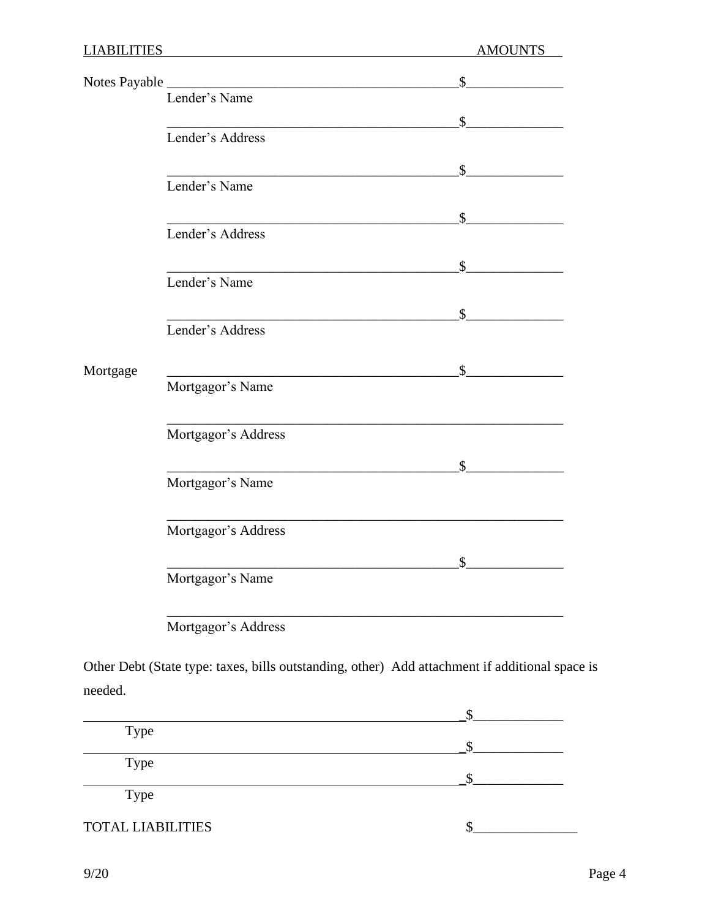LIABILITIES AMOUNTS

Notes Payable ________________________________________ $______________
Lender's Name

________________________________________ $______________
Lender's Address

________________________________________ $______________
Lender's Name

________________________________________ $______________
Lender's Address

________________________________________ $______________
Lender's Name

________________________________________ $______________
Lender's Address

Mortgage ________________________________________ $______________
Mortgagor's Name

________________________________________________________
Mortgagor's Address

________________________________________ $______________
Mortgagor's Name

________________________________________________________
Mortgagor's Address

________________________________________ $______________
Mortgagor's Name

________________________________________________________
Mortgagor's Address

Other Debt (State type: taxes, bills outstanding, other) Add attachment if additional space is needed.

________________________________________________________ $______________
Type

________________________________________________________ $______________
Type

________________________________________________________ $______________
Type

TOTAL LIABILITIES $_______________

9/20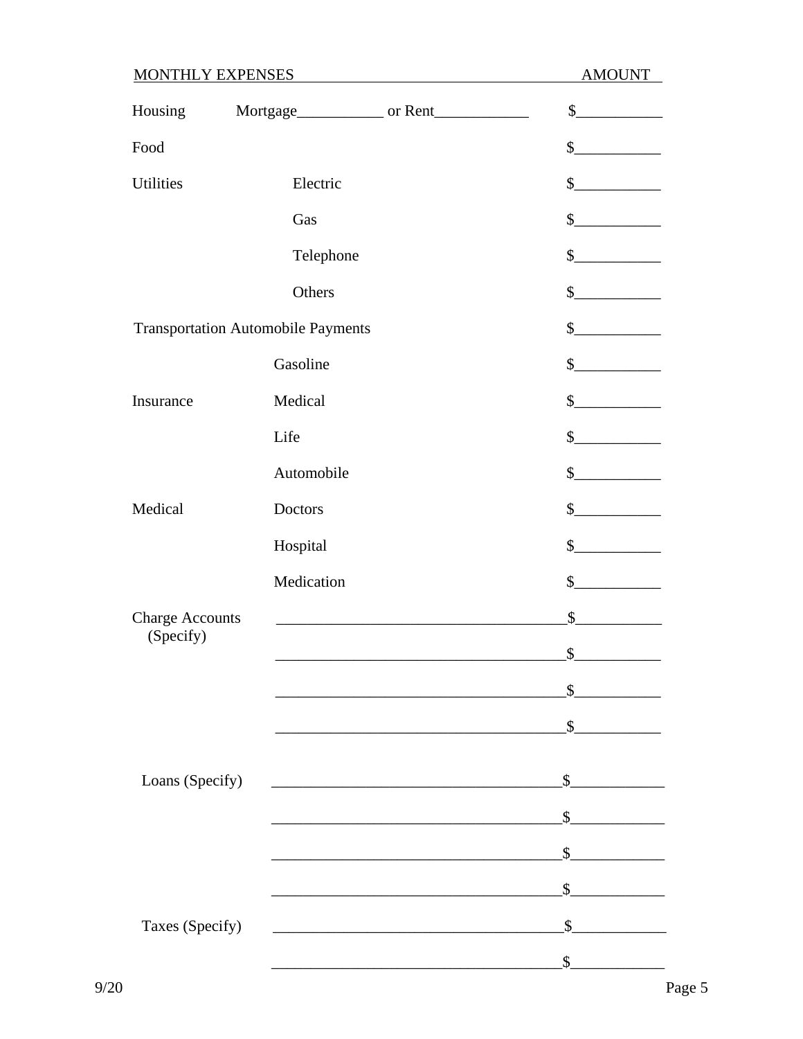| MONTHLY EXPENSES | | AMOUNT |
|---|---|---|
| Housing | Mortgage___________ or Rent____________ | $___________ |
| Food | | $___________ |
| Utilities | Electric | $___________ |
| | Gas | $___________ |
| | Telephone | $___________ |
| | Others | $___________ |
| Transportation | Automobile Payments | $___________ |
| | Gasoline | $___________ |
| Insurance | Medical | $___________ |
| | Life | $___________ |
| | Automobile | $___________ |
| Medical | Doctors | $___________ |
| | Hospital | $___________ |
| | Medication | $___________ |
| Charge Accounts (Specify) | ______________________________________ | $___________ |
| | ______________________________________ | $___________ |
| | ______________________________________ | $___________ |
| | ______________________________________ | $___________ |
| Loans (Specify) | ______________________________________ | $____________ |
| | ______________________________________ | $____________ |
| | ______________________________________ | $____________ |
| | ______________________________________ | $____________ |
| Taxes (Specify) | ______________________________________ | $____________ |
| | ______________________________________ | $____________ |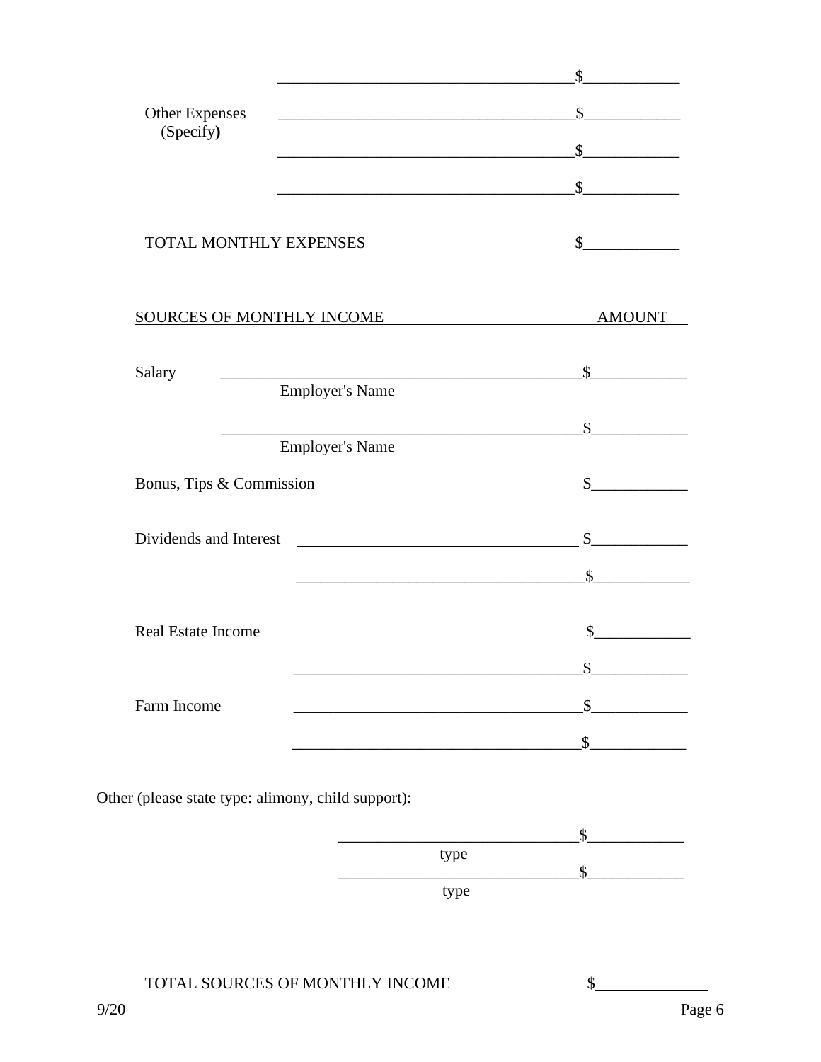| | | |
|---|---|---|
| | ____________________________________ | $____________ |
| Other Expenses (Specify) | ____________________________________ | $____________ |
| | ____________________________________ | $____________ |
| | ____________________________________ | $____________ |

TOTAL MONTHLY EXPENSES $____________

| SOURCES OF MONTHLY INCOME | | AMOUNT |
|---|---|---|
| Salary | ____________________________________ Employer's Name | $____________ |
| | ____________________________________ Employer's Name | $____________ |
| Bonus, Tips & Commission | ____________________________________ | $____________ |
| Dividends and Interest | ____________________________________ | $____________ |
| | ____________________________________ | $____________ |
| Real Estate Income | ____________________________________ | $____________ |
| | ____________________________________ | $____________ |
| Farm Income | ____________________________________ | $____________ |
| | ____________________________________ | $____________ |

Other (please state type: alimony, child support):

| | |
|---|---|
| ______________________________ type | $____________ |
| ______________________________ type | $____________ |

TOTAL SOURCES OF MONTHLY INCOME $______________

9/20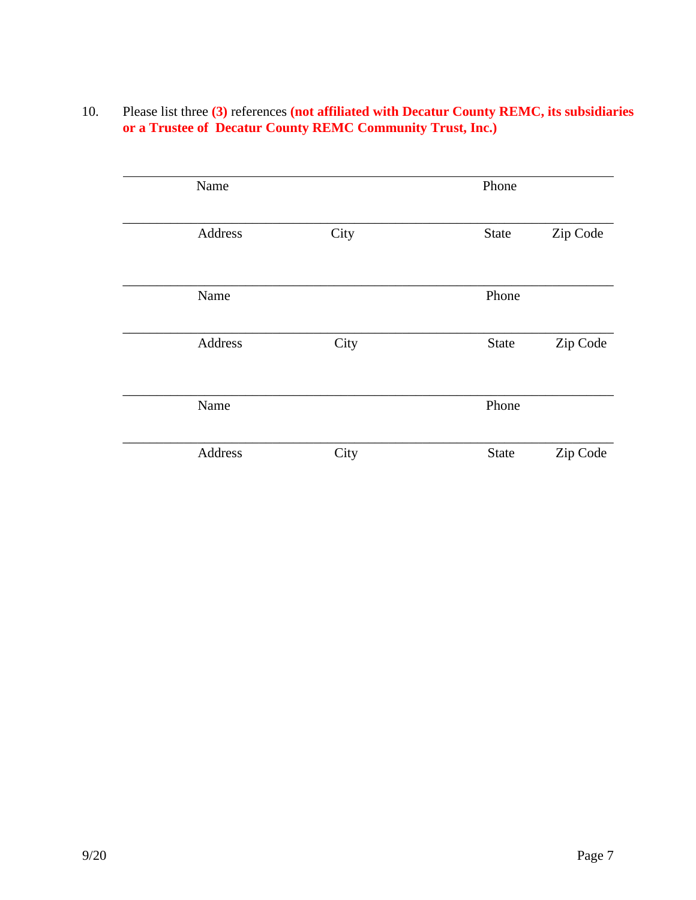10. Please list three **(3)** references **(not affiliated with Decatur County REMC, its subsidiaries or a Trustee of Decatur County REMC Community Trust, Inc.)**

_______________________________________________________________________________
Name Phone

_______________________________________________________________________________
Address City State Zip Code

_______________________________________________________________________________
Name Phone

_______________________________________________________________________________
Address City State Zip Code

_______________________________________________________________________________
Name Phone

_______________________________________________________________________________
Address City State Zip Code

9/20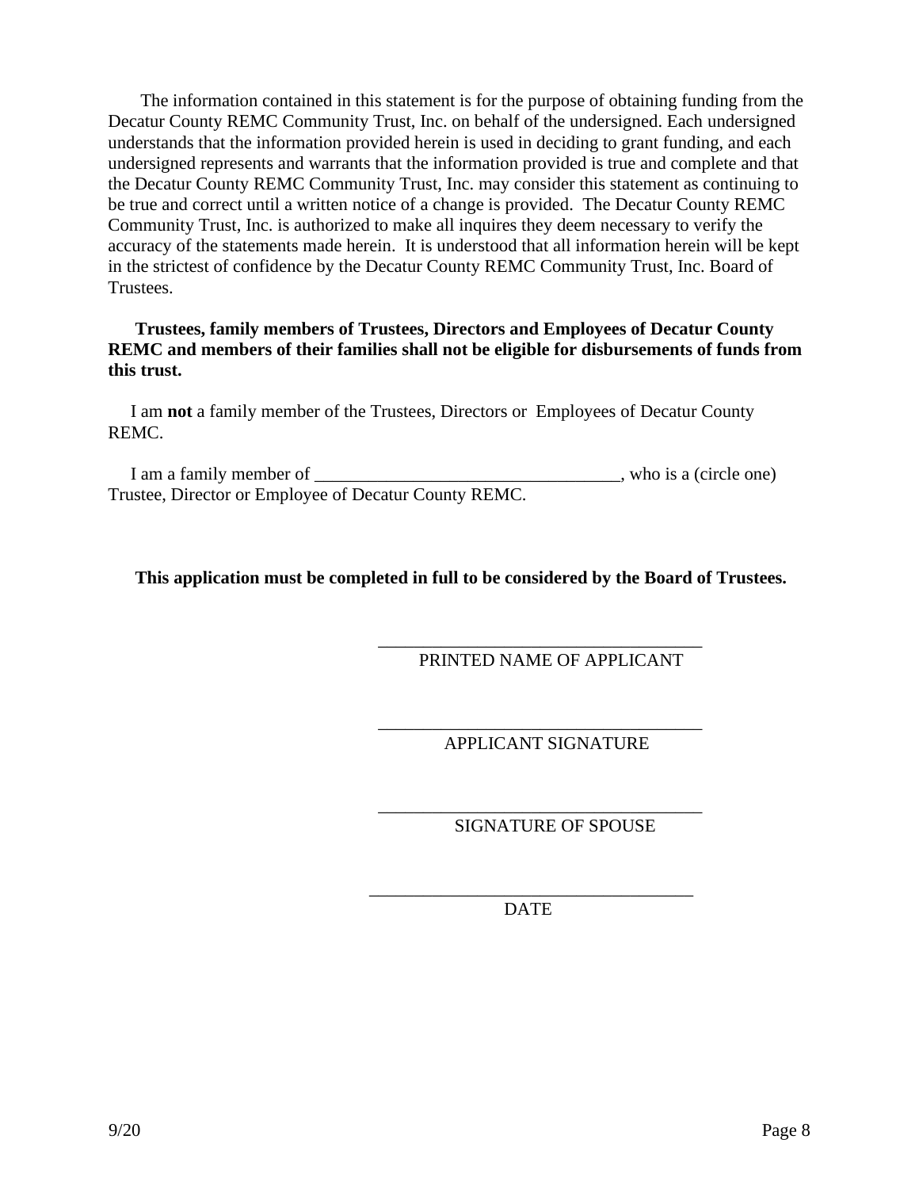The information contained in this statement is for the purpose of obtaining funding from the Decatur County REMC Community Trust, Inc. on behalf of the undersigned. Each undersigned understands that the information provided herein is used in deciding to grant funding, and each undersigned represents and warrants that the information provided is true and complete and that the Decatur County REMC Community Trust, Inc. may consider this statement as continuing to be true and correct until a written notice of a change is provided. The Decatur County REMC Community Trust, Inc. is authorized to make all inquires they deem necessary to verify the accuracy of the statements made herein. It is understood that all information herein will be kept in the strictest of confidence by the Decatur County REMC Community Trust, Inc. Board of Trustees.

**Trustees, family members of Trustees, Directors and Employees of Decatur County REMC and members of their families shall not be eligible for disbursements of funds from this trust.**

I am **not** a family member of the Trustees, Directors or Employees of Decatur County REMC.

I am a family member of __________________________________, who is a (circle one) Trustee, Director or Employee of Decatur County REMC.

**This application must be completed in full to be considered by the Board of Trustees.**

___________________________________
PRINTED NAME OF APPLICANT

___________________________________
APPLICANT SIGNATURE

___________________________________
SIGNATURE OF SPOUSE

___________________________________
DATE

9/20